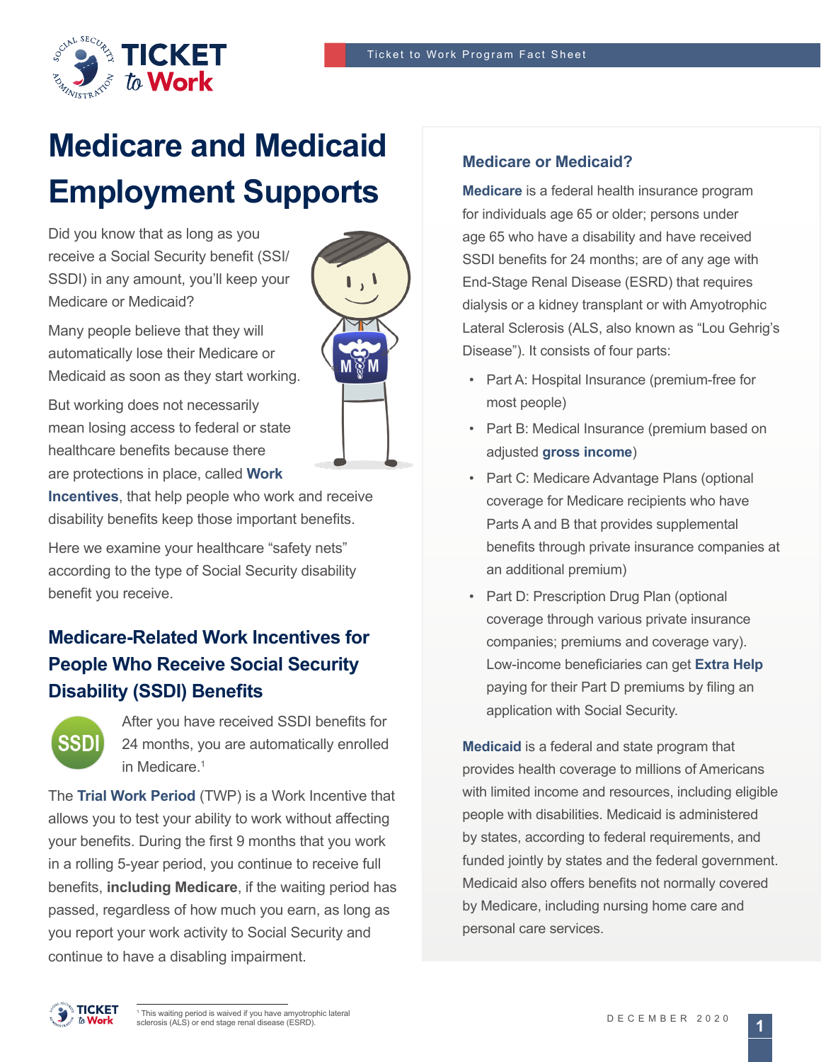# Medicare and Medicaid Employment Supports

Did you know that as long as you receive a Social Security benefit (SSI/SSDI) in any amount, you'll keep your Medicare or Medicaid?

Many people believe that they will automatically lose their Medicare or Medicaid as soon as they start working.

But working does not necessarily mean losing access to federal or state healthcare benefits because there are protections in place, called **Work Incentives**, that help people who work and receive disability benefits keep those important benefits.

Here we examine your healthcare "safety nets" according to the type of Social Security disability benefit you receive.

## Medicare-Related Work Incentives for People Who Receive Social Security Disability (SSDI) Benefits

After you have received SSDI benefits for 24 months, you are automatically enrolled in Medicare.[1]

The **Trial Work Period** (TWP) is a Work Incentive that allows you to test your ability to work without affecting your benefits. During the first 9 months that you work in a rolling 5-year period, you continue to receive full benefits, **including Medicare**, if the waiting period has passed, regardless of how much you earn, as long as you report your work activity to Social Security and continue to have a disabling impairment.

### Medicare or Medicaid?

**Medicare** is a federal health insurance program for individuals age 65 or older; persons under age 65 who have a disability and have received SSDI benefits for 24 months; are of any age with End-Stage Renal Disease (ESRD) that requires dialysis or a kidney transplant or with Amyotrophic Lateral Sclerosis (ALS, also known as "Lou Gehrig's Disease"). It consists of four parts:

- Part A: Hospital Insurance (premium-free for most people)
- Part B: Medical Insurance (premium based on adjusted **gross income**)
- Part C: Medicare Advantage Plans (optional coverage for Medicare recipients who have Parts A and B that provides supplemental benefits through private insurance companies at an additional premium)
- Part D: Prescription Drug Plan (optional coverage through various private insurance companies; premiums and coverage vary). Low-income beneficiaries can get **Extra Help** paying for their Part D premiums by filing an application with Social Security.

**Medicaid** is a federal and state program that provides health coverage to millions of Americans with limited income and resources, including eligible people with disabilities. Medicaid is administered by states, according to federal requirements, and funded jointly by states and the federal government. Medicaid also offers benefits not normally covered by Medicare, including nursing home care and personal care services.

---

[1] This waiting period is waived if you have amyotrophic lateral sclerosis (ALS) or end stage renal disease (ESRD).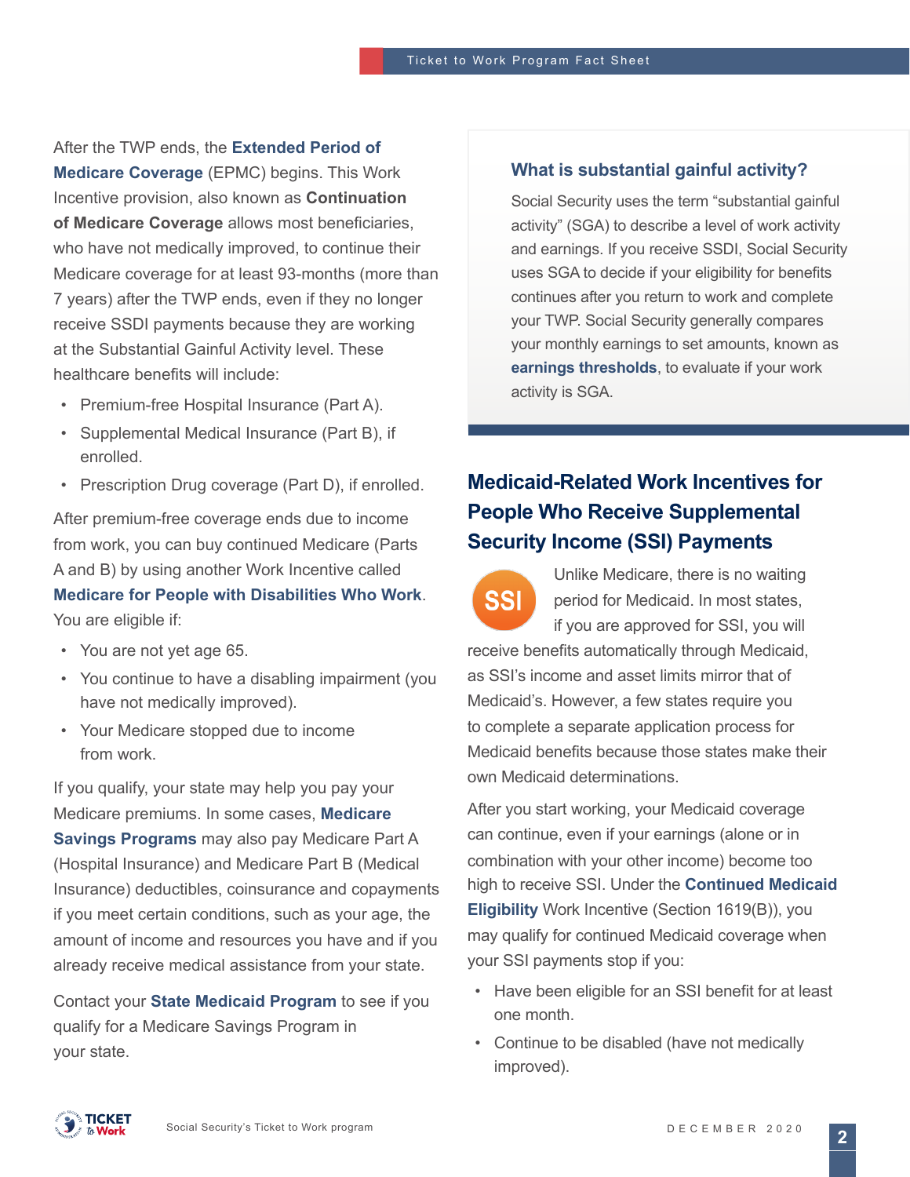After the TWP ends, the **Extended Period of Medicare Coverage** (EPMC) begins. This Work Incentive provision, also known as **Continuation of Medicare Coverage** allows most beneficiaries, who have not medically improved, to continue their Medicare coverage for at least 93-months (more than 7 years) after the TWP ends, even if they no longer receive SSDI payments because they are working at the Substantial Gainful Activity level. These healthcare benefits will include:

- Premium-free Hospital Insurance (Part A).
- Supplemental Medical Insurance (Part B), if enrolled.
- Prescription Drug coverage (Part D), if enrolled.

After premium-free coverage ends due to income from work, you can buy continued Medicare (Parts A and B) by using another Work Incentive called **Medicare for People with Disabilities Who Work**. You are eligible if:

- You are not yet age 65.
- You continue to have a disabling impairment (you have not medically improved).
- Your Medicare stopped due to income from work.

If you qualify, your state may help you pay your Medicare premiums. In some cases, **Medicare Savings Programs** may also pay Medicare Part A (Hospital Insurance) and Medicare Part B (Medical Insurance) deductibles, coinsurance and copayments if you meet certain conditions, such as your age, the amount of income and resources you have and if you already receive medical assistance from your state.

Contact your **State Medicaid Program** to see if you qualify for a Medicare Savings Program in your state.

### What is substantial gainful activity?

Social Security uses the term "substantial gainful activity" (SGA) to describe a level of work activity and earnings. If you receive SSDI, Social Security uses SGA to decide if your eligibility for benefits continues after you return to work and complete your TWP. Social Security generally compares your monthly earnings to set amounts, known as **earnings thresholds**, to evaluate if your work activity is SGA.

## Medicaid-Related Work Incentives for People Who Receive Supplemental Security Income (SSI) Payments

Unlike Medicare, there is no waiting period for Medicaid. In most states, if you are approved for SSI, you will receive benefits automatically through Medicaid, as SSI's income and asset limits mirror that of Medicaid's. However, a few states require you to complete a separate application process for Medicaid benefits because those states make their own Medicaid determinations.

After you start working, your Medicaid coverage can continue, even if your earnings (alone or in combination with your other income) become too high to receive SSI. Under the **Continued Medicaid Eligibility** Work Incentive (Section 1619(B)), you may qualify for continued Medicaid coverage when your SSI payments stop if you:

- Have been eligible for an SSI benefit for at least one month.
- Continue to be disabled (have not medically improved).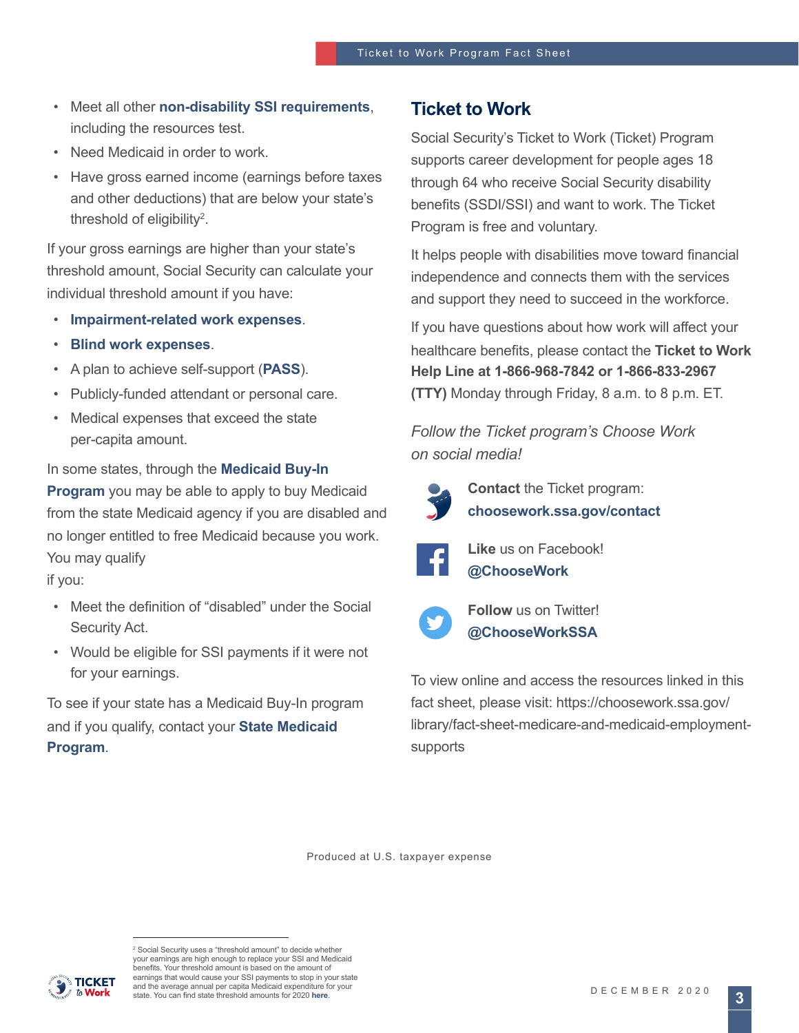- Meet all other **non-disability SSI requirements**, including the resources test.
- Need Medicaid in order to work.
- Have gross earned income (earnings before taxes and other deductions) that are below your state's threshold of eligibility[2].

If your gross earnings are higher than your state's threshold amount, Social Security can calculate your individual threshold amount if you have:

- **Impairment-related work expenses**.
- **Blind work expenses**.
- A plan to achieve self-support (**PASS**).
- Publicly-funded attendant or personal care.
- Medical expenses that exceed the state per-capita amount.

In some states, through the **Medicaid Buy-In Program** you may be able to apply to buy Medicaid from the state Medicaid agency if you are disabled and no longer entitled to free Medicaid because you work. You may qualify if you:

- Meet the definition of "disabled" under the Social Security Act.
- Would be eligible for SSI payments if it were not for your earnings.

To see if your state has a Medicaid Buy-In program and if you qualify, contact your **State Medicaid Program**.

## Ticket to Work

Social Security's Ticket to Work (Ticket) Program supports career development for people ages 18 through 64 who receive Social Security disability benefits (SSDI/SSI) and want to work. The Ticket Program is free and voluntary.

It helps people with disabilities move toward financial independence and connects them with the services and support they need to succeed in the workforce.

If you have questions about how work will affect your healthcare benefits, please contact the **Ticket to Work Help Line at 1-866-968-7842 or 1-866-833-2967 (TTY)** Monday through Friday, 8 a.m. to 8 p.m. ET.

*Follow the Ticket program's Choose Work on social media!*

**Contact** the Ticket program:
**choosework.ssa.gov/contact**

**Like** us on Facebook!
**@ChooseWork**

**Follow** us on Twitter!
**@ChooseWorkSSA**

To view online and access the resources linked in this fact sheet, please visit: https://choosework.ssa.gov/library/fact-sheet-medicare-and-medicaid-employment-supports

Produced at U.S. taxpayer expense

[2] Social Security uses a "threshold amount" to decide whether your earnings are high enough to replace your SSI and Medicaid benefits. Your threshold amount is based on the amount of earnings that would cause your SSI payments to stop in your state and the average annual per capita Medicaid expenditure for your state. You can find state threshold amounts for 2020 **here**.

DECEMBER 2020